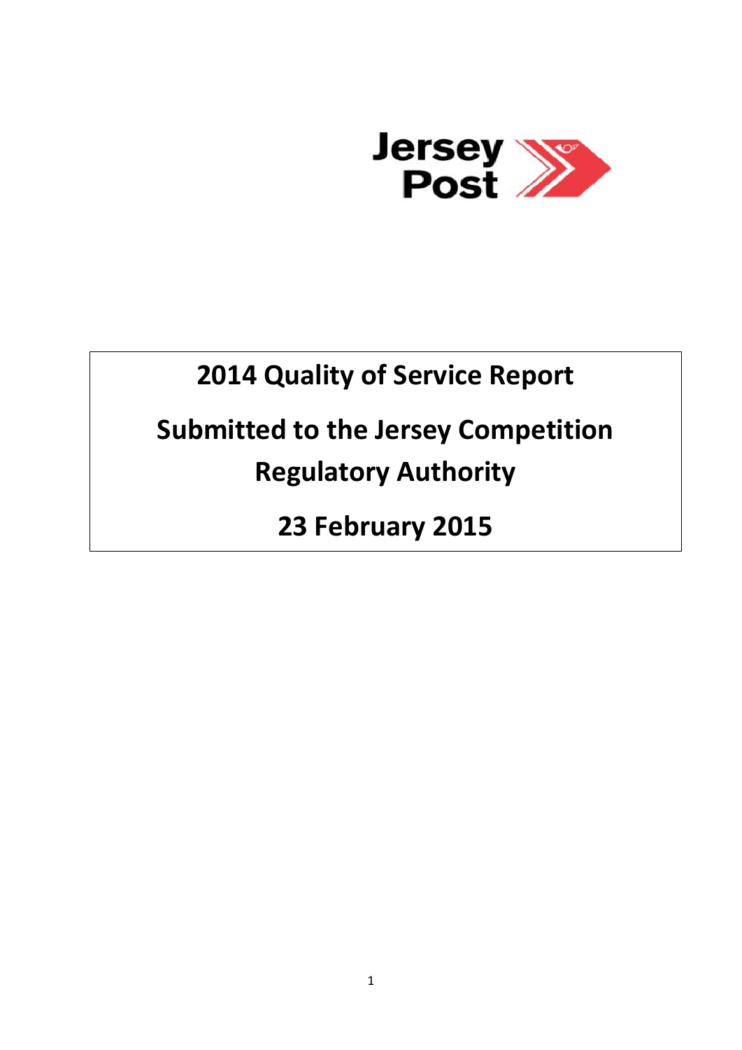Jersey Post

# 2014 Quality of Service Report

## Submitted to the Jersey Competition Regulatory Authority

## 23 February 2015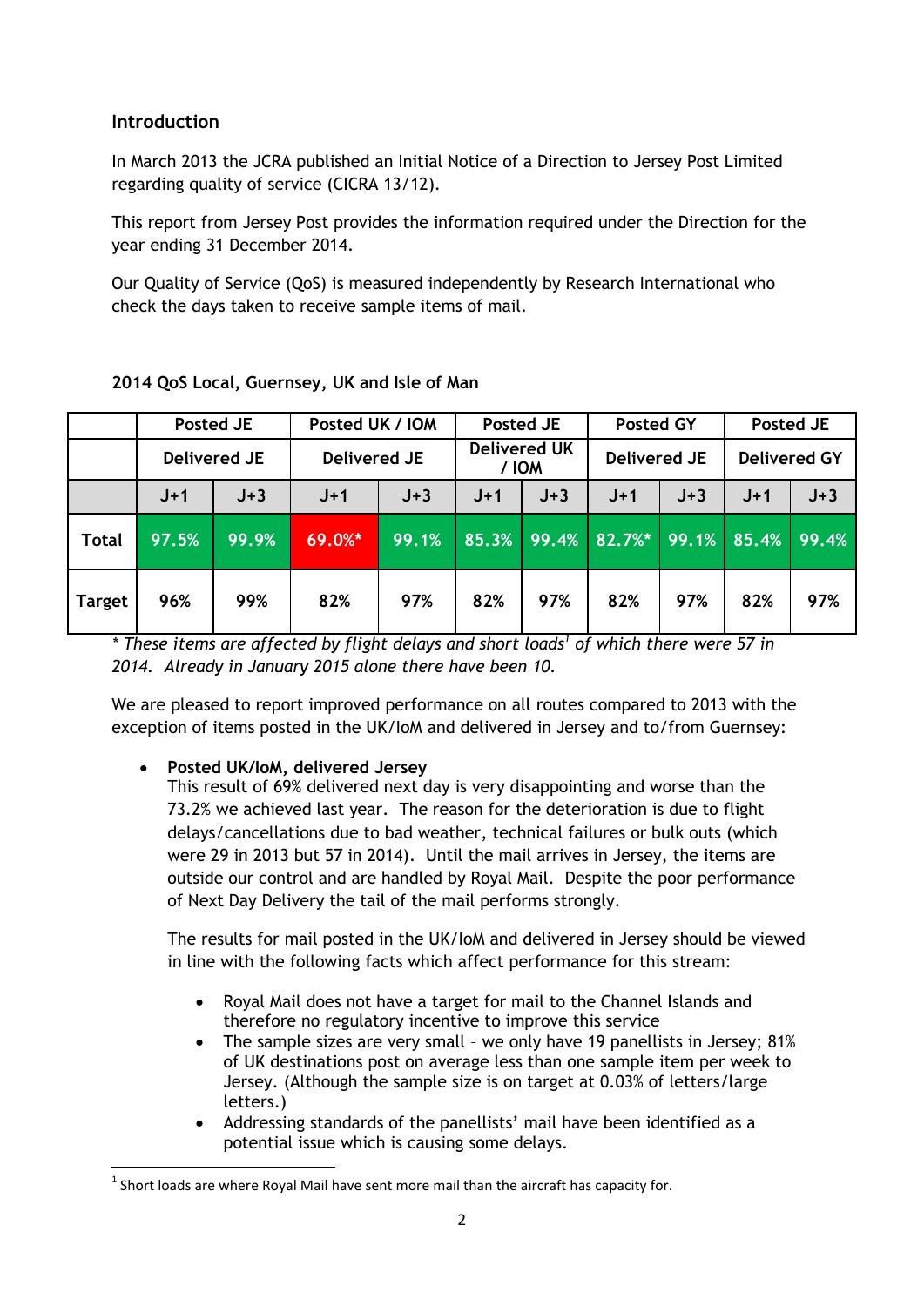## Introduction

In March 2013 the JCRA published an Initial Notice of a Direction to Jersey Post Limited regarding quality of service (CICRA 13/12).

This report from Jersey Post provides the information required under the Direction for the year ending 31 December 2014.

Our Quality of Service (QoS) is measured independently by Research International who check the days taken to receive sample items of mail.

**2014 QoS Local, Guernsey, UK and Isle of Man**

| | Posted JE | | Posted UK / IOM | | Posted JE | | Posted GY | | Posted JE | |
|---|---|---|---|---|---|---|---|---|---|---|
| | Delivered JE | | Delivered JE | | Delivered UK / IOM | | Delivered JE | | Delivered GY | |
| | J+1 | J+3 | J+1 | J+3 | J+1 | J+3 | J+1 | J+3 | J+1 | J+3 |
| **Total** | 97.5% | 99.9% | 69.0%* | 99.1% | 85.3% | 99.4% | 82.7%* | 99.1% | 85.4% | 99.4% |
| **Target** | 96% | 99% | 82% | 97% | 82% | 97% | 82% | 97% | 82% | 97% |

*\* These items are affected by flight delays and short loads[1] of which there were 57 in 2014. Already in January 2015 alone there have been 10.*

We are pleased to report improved performance on all routes compared to 2013 with the exception of items posted in the UK/IoM and delivered in Jersey and to/from Guernsey:

- **Posted UK/IoM, delivered Jersey**
  This result of 69% delivered next day is very disappointing and worse than the 73.2% we achieved last year. The reason for the deterioration is due to flight delays/cancellations due to bad weather, technical failures or bulk outs (which were 29 in 2013 but 57 in 2014). Until the mail arrives in Jersey, the items are outside our control and are handled by Royal Mail. Despite the poor performance of Next Day Delivery the tail of the mail performs strongly.

  The results for mail posted in the UK/IoM and delivered in Jersey should be viewed in line with the following facts which affect performance for this stream:

  - Royal Mail does not have a target for mail to the Channel Islands and therefore no regulatory incentive to improve this service
  - The sample sizes are very small – we only have 19 panellists in Jersey; 81% of UK destinations post on average less than one sample item per week to Jersey. (Although the sample size is on target at 0.03% of letters/large letters.)
  - Addressing standards of the panellists' mail have been identified as a potential issue which is causing some delays.

[1] Short loads are where Royal Mail have sent more mail than the aircraft has capacity for.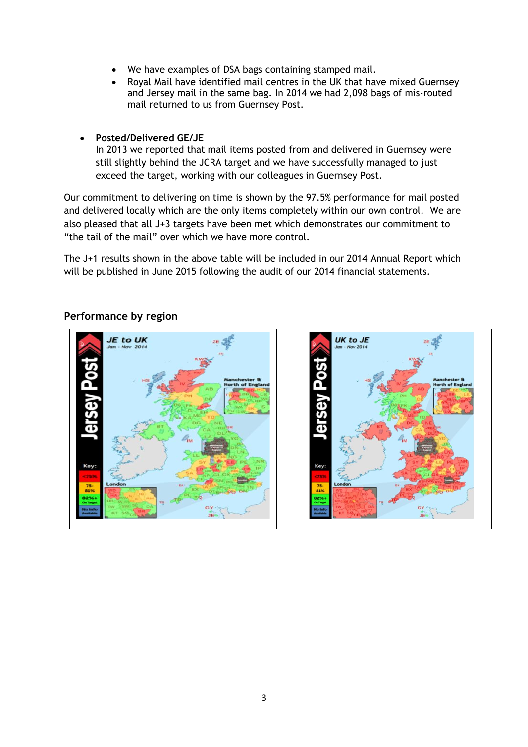- We have examples of DSA bags containing stamped mail.
- Royal Mail have identified mail centres in the UK that have mixed Guernsey and Jersey mail in the same bag. In 2014 we had 2,098 bags of mis-routed mail returned to us from Guernsey Post.

- **Posted/Delivered GE/JE**
  In 2013 we reported that mail items posted from and delivered in Guernsey were still slightly behind the JCRA target and we have successfully managed to just exceed the target, working with our colleagues in Guernsey Post.

Our commitment to delivering on time is shown by the 97.5% performance for mail posted and delivered locally which are the only items completely within our own control. We are also pleased that all J+3 targets have been met which demonstrates our commitment to "the tail of the mail" over which we have more control.

The J+1 results shown in the above table will be included in our 2014 Annual Report which will be published in June 2015 following the audit of our 2014 financial statements.

## Performance by region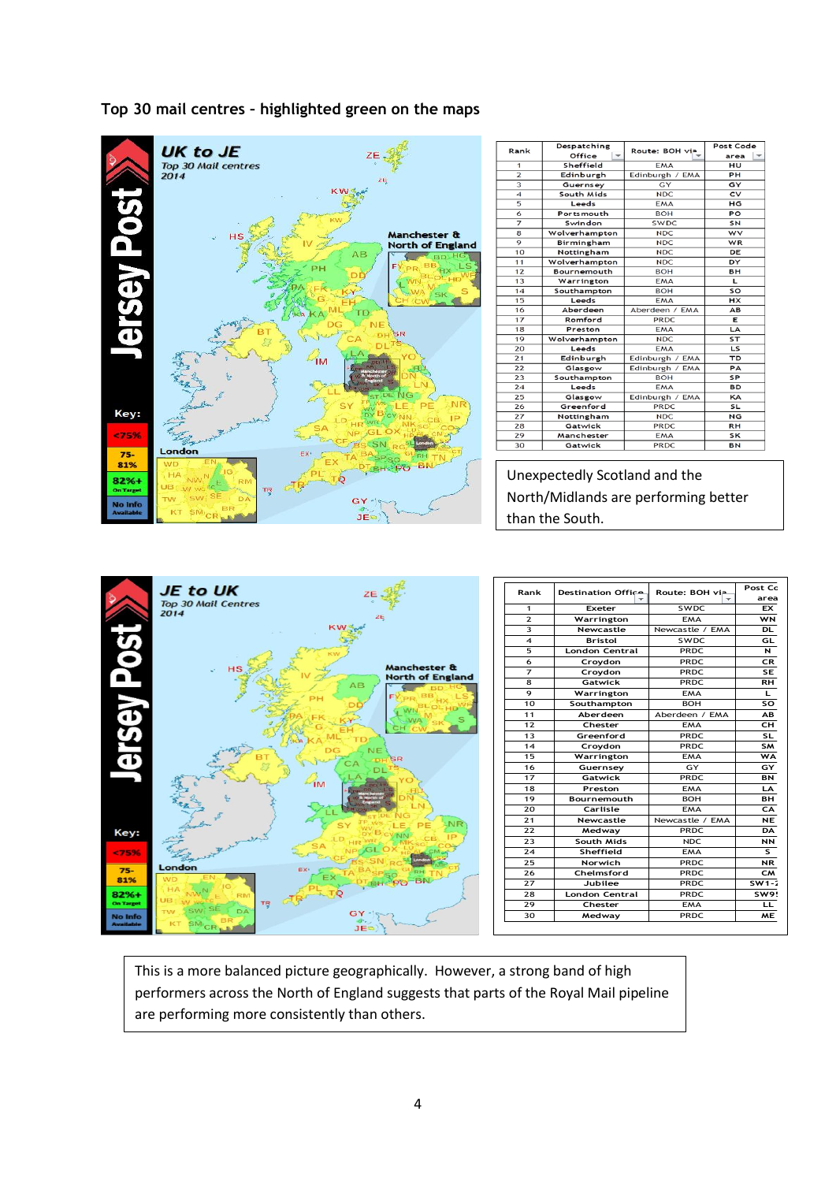## Top 30 mail centres - highlighted green on the maps

| Rank | Despatching Office | Route: BOH via | Post Code area |
|---|---|---|---|
| 1 | Sheffield | EMA | HU |
| 2 | Edinburgh | Edinburgh / EMA | PH |
| 3 | Guernsey | GY | GY |
| 4 | South Mids | NDC | CV |
| 5 | Leeds | EMA | HG |
| 6 | Portsmouth | BOH | PO |
| 7 | Swindon | SWDC | SN |
| 8 | Wolverhampton | NDC | WV |
| 9 | Birmingham | NDC | WR |
| 10 | Nottingham | NDC | DE |
| 11 | Wolverhampton | NDC | DY |
| 12 | Bournemouth | BOH | BH |
| 13 | Warrington | EMA | L |
| 14 | Southampton | BOH | SO |
| 15 | Leeds | EMA | HX |
| 16 | Aberdeen | Aberdeen / EMA | AB |
| 17 | Romford | PRDC | E |
| 18 | Preston | EMA | LA |
| 19 | Wolverhampton | NDC | ST |
| 20 | Leeds | EMA | LS |
| 21 | Edinburgh | Edinburgh / EMA | TD |
| 22 | Glasgow | Edinburgh / EMA | PA |
| 23 | Southampton | BOH | SP |
| 24 | Leeds | EMA | BD |
| 25 | Glasgow | Edinburgh / EMA | KA |
| 26 | Greenford | PRDC | SL |
| 27 | Nottingham | NDC | NG |
| 28 | Gatwick | PRDC | RH |
| 29 | Manchester | EMA | SK |
| 30 | Gatwick | PRDC | BN |

Unexpectedly Scotland and the North/Midlands are performing better than the South.

| Rank | Destination Office | Route: BOH via | Post Code area |
|---|---|---|---|
| 1 | Exeter | SWDC | EX |
| 2 | Warrington | EMA | WN |
| 3 | Newcastle | Newcastle / EMA | DL |
| 4 | Bristol | SWDC | GL |
| 5 | London Central | PRDC | N |
| 6 | Croydon | PRDC | CR |
| 7 | Croydon | PRDC | SE |
| 8 | Gatwick | PRDC | RH |
| 9 | Warrington | EMA | L |
| 10 | Southampton | BOH | SO |
| 11 | Aberdeen | Aberdeen / EMA | AB |
| 12 | Chester | EMA | CH |
| 13 | Greenford | PRDC | SL |
| 14 | Croydon | PRDC | SM |
| 15 | Warrington | EMA | WA |
| 16 | Guernsey | GY | GY |
| 17 | Gatwick | PRDC | BN |
| 18 | Preston | EMA | LA |
| 19 | Bournemouth | BOH | BH |
| 20 | Carlisle | EMA | CA |
| 21 | Newcastle | Newcastle / EMA | NE |
| 22 | Medway | PRDC | DA |
| 23 | South Mids | NDC | NN |
| 24 | Sheffield | EMA | S |
| 25 | Norwich | PRDC | NR |
| 26 | Chelmsford | PRDC | CM |
| 27 | Jubilee | PRDC | SW1-2 |
| 28 | London Central | PRDC | SW9 |
| 29 | Chester | EMA | LL |
| 30 | Medway | PRDC | ME |

This is a more balanced picture geographically. However, a strong band of high performers across the North of England suggests that parts of the Royal Mail pipeline are performing more consistently than others.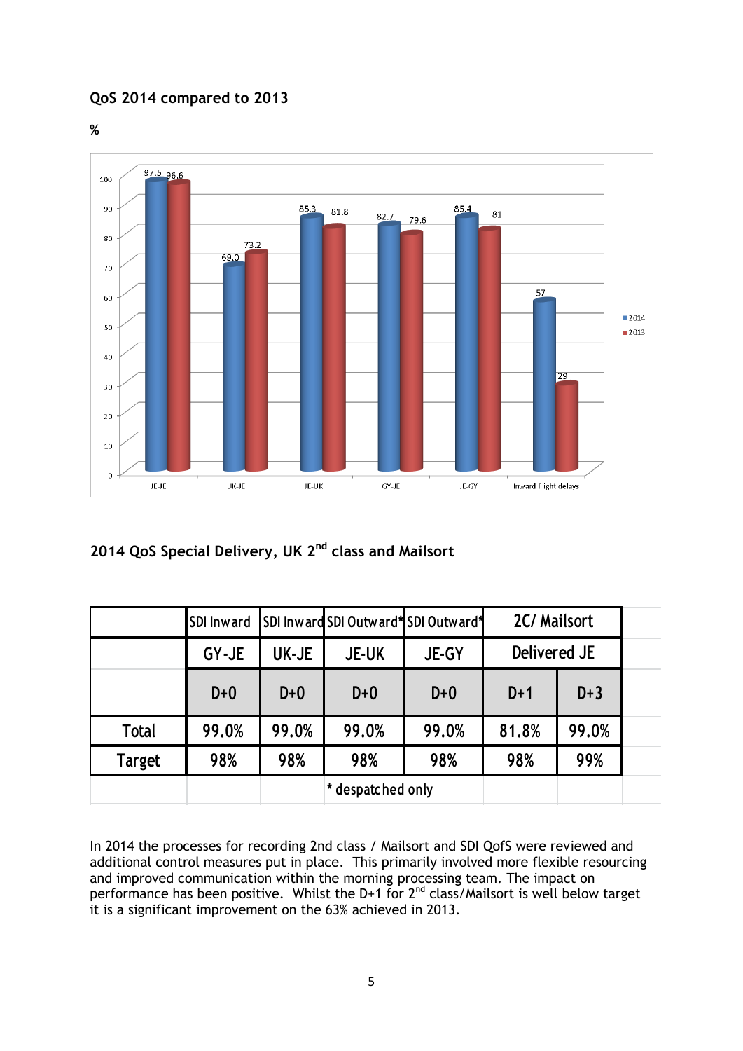**QoS 2014 compared to 2013**

%

| | JE-JE | UK-JE | JE-UK | GY-JE | JE-GY | Inward Flight delays |
|---|---|---|---|---|---|---|
| 2014 | 97.5 | 69.0 | 85.3 | 82.7 | 85.4 | 57 |
| 2013 | 96.6 | 73.2 | 81.8 | 79.6 | 81 | 29 |

**2014 QoS Special Delivery, UK 2nd class and Mailsort**

| | SDI Inward | SDI Inward | SDI Outward* | SDI Outward* | 2C/ Mailsort | |
|---|---|---|---|---|---|---|
| | GY-JE | UK-JE | JE-UK | JE-GY | Delivered JE | |
| | D+0 | D+0 | D+0 | D+0 | D+1 | D+3 |
| Total | 99.0% | 99.0% | 99.0% | 99.0% | 81.8% | 99.0% |
| Target | 98% | 98% | 98% | 98% | 98% | 99% |
| | | | * despatched only | | | |

In 2014 the processes for recording 2nd class / Mailsort and SDI QofS were reviewed and additional control measures put in place. This primarily involved more flexible resourcing and improved communication within the morning processing team. The impact on performance has been positive. Whilst the D+1 for 2nd class/Mailsort is well below target it is a significant improvement on the 63% achieved in 2013.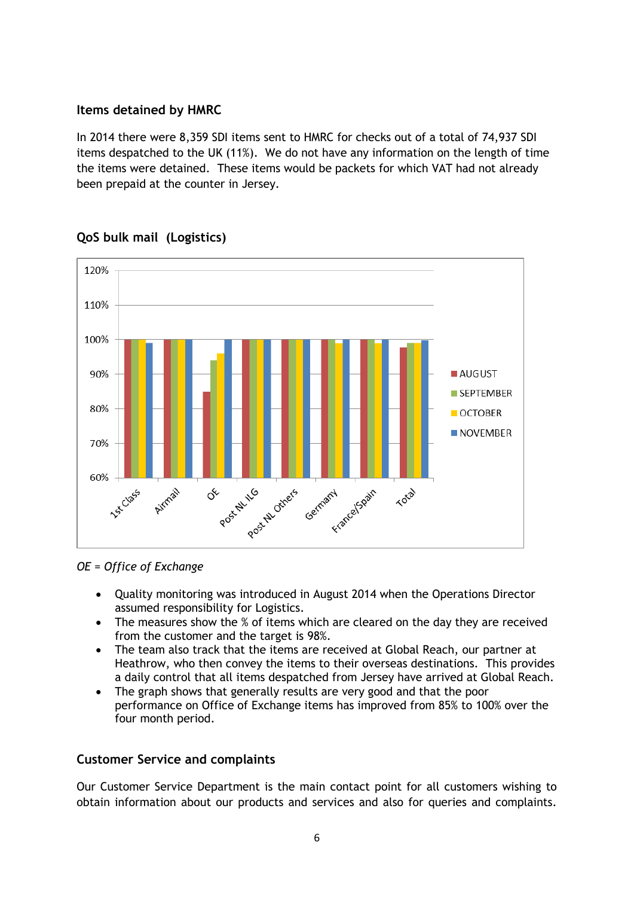## Items detained by HMRC

In 2014 there were 8,359 SDI items sent to HMRC for checks out of a total of 74,937 SDI items despatched to the UK (11%). We do not have any information on the length of time the items were detained. These items would be packets for which VAT had not already been prepaid at the counter in Jersey.

## QoS bulk mail (Logistics)

*OE = Office of Exchange*

- Quality monitoring was introduced in August 2014 when the Operations Director assumed responsibility for Logistics.
- The measures show the % of items which are cleared on the day they are received from the customer and the target is 98%.
- The team also track that the items are received at Global Reach, our partner at Heathrow, who then convey the items to their overseas destinations. This provides a daily control that all items despatched from Jersey have arrived at Global Reach.
- The graph shows that generally results are very good and that the poor performance on Office of Exchange items has improved from 85% to 100% over the four month period.

## Customer Service and complaints

Our Customer Service Department is the main contact point for all customers wishing to obtain information about our products and services and also for queries and complaints.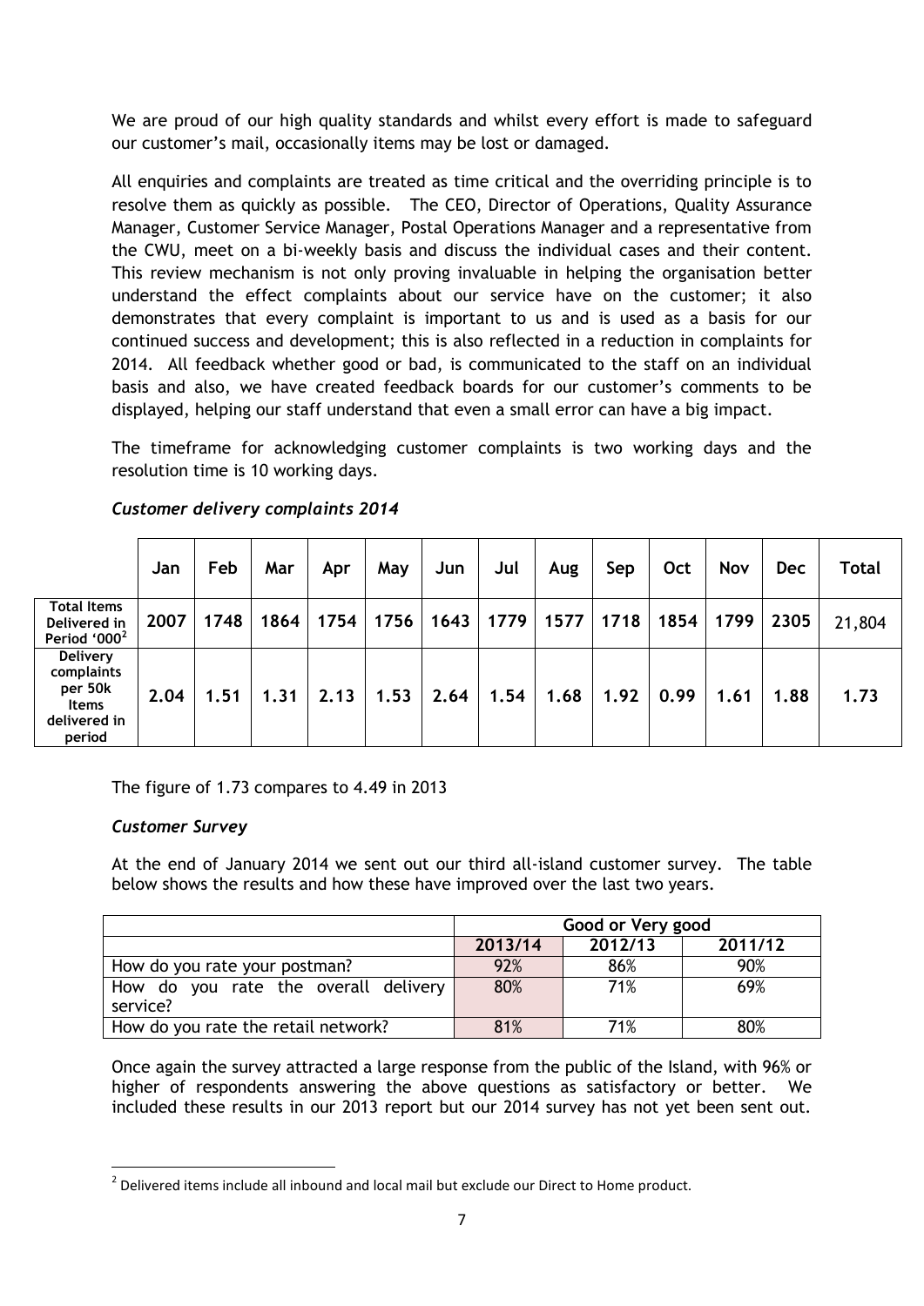We are proud of our high quality standards and whilst every effort is made to safeguard our customer's mail, occasionally items may be lost or damaged.

All enquiries and complaints are treated as time critical and the overriding principle is to resolve them as quickly as possible. The CEO, Director of Operations, Quality Assurance Manager, Customer Service Manager, Postal Operations Manager and a representative from the CWU, meet on a bi-weekly basis and discuss the individual cases and their content. This review mechanism is not only proving invaluable in helping the organisation better understand the effect complaints about our service have on the customer; it also demonstrates that every complaint is important to us and is used as a basis for our continued success and development; this is also reflected in a reduction in complaints for 2014. All feedback whether good or bad, is communicated to the staff on an individual basis and also, we have created feedback boards for our customer's comments to be displayed, helping our staff understand that even a small error can have a big impact.

The timeframe for acknowledging customer complaints is two working days and the resolution time is 10 working days.

### *Customer delivery complaints 2014*

| | Jan | Feb | Mar | Apr | May | Jun | Jul | Aug | Sep | Oct | Nov | Dec | Total |
|---|---|---|---|---|---|---|---|---|---|---|---|---|---|
| **Total Items Delivered in Period '000[2]** | **2007** | **1748** | **1864** | **1754** | **1756** | **1643** | **1779** | **1577** | **1718** | **1854** | **1799** | **2305** | 21,804 |
| **Delivery complaints per 50k Items delivered in period** | **2.04** | **1.51** | **1.31** | **2.13** | **1.53** | **2.64** | **1.54** | **1.68** | **1.92** | **0.99** | **1.61** | **1.88** | **1.73** |

The figure of 1.73 compares to 4.49 in 2013

### *Customer Survey*

At the end of January 2014 we sent out our third all-island customer survey. The table below shows the results and how these have improved over the last two years.

| | **Good or Very good** | | |
|---|---|---|---|
| | **2013/14** | **2012/13** | **2011/12** |
| How do you rate your postman? | 92% | 86% | 90% |
| How do you rate the overall delivery service? | 80% | 71% | 69% |
| How do you rate the retail network? | 81% | 71% | 80% |

Once again the survey attracted a large response from the public of the Island, with 96% or higher of respondents answering the above questions as satisfactory or better. We included these results in our 2013 report but our 2014 survey has not yet been sent out.

[2] Delivered items include all inbound and local mail but exclude our Direct to Home product.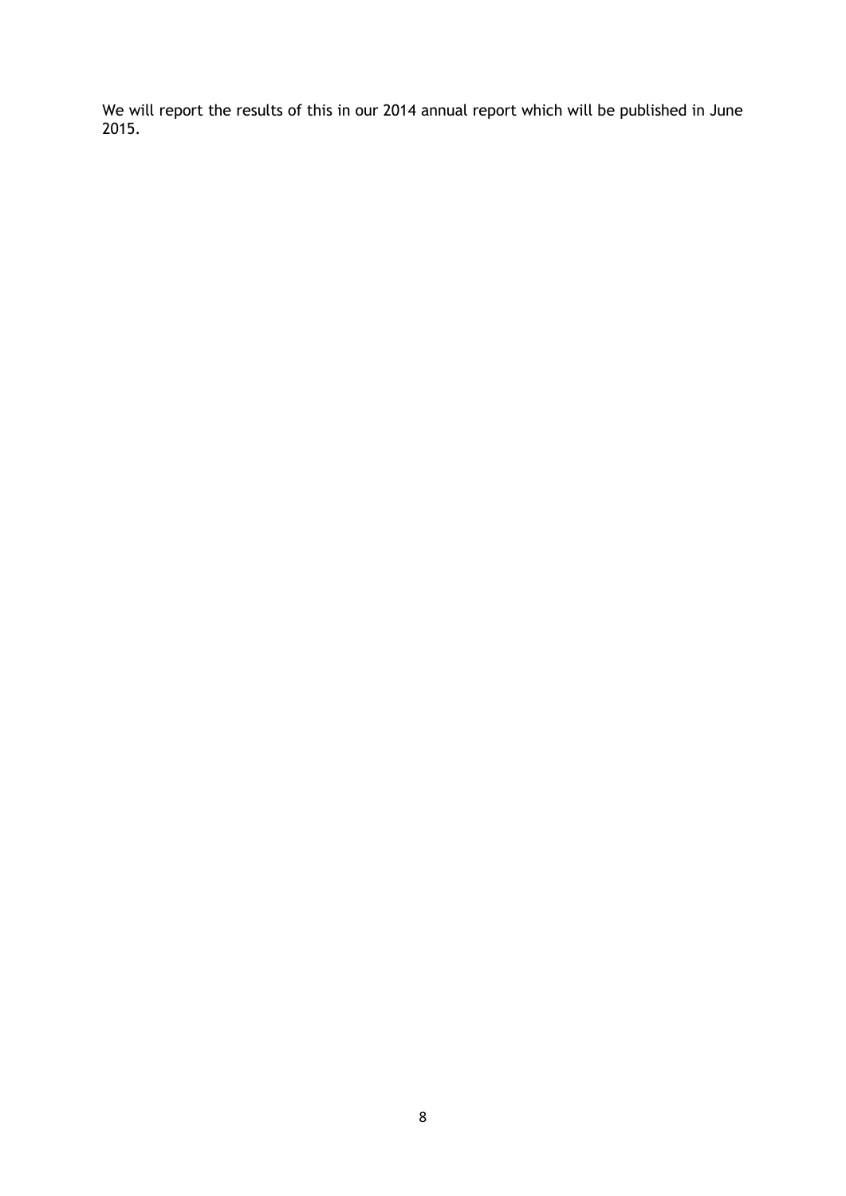We will report the results of this in our 2014 annual report which will be published in June 2015.